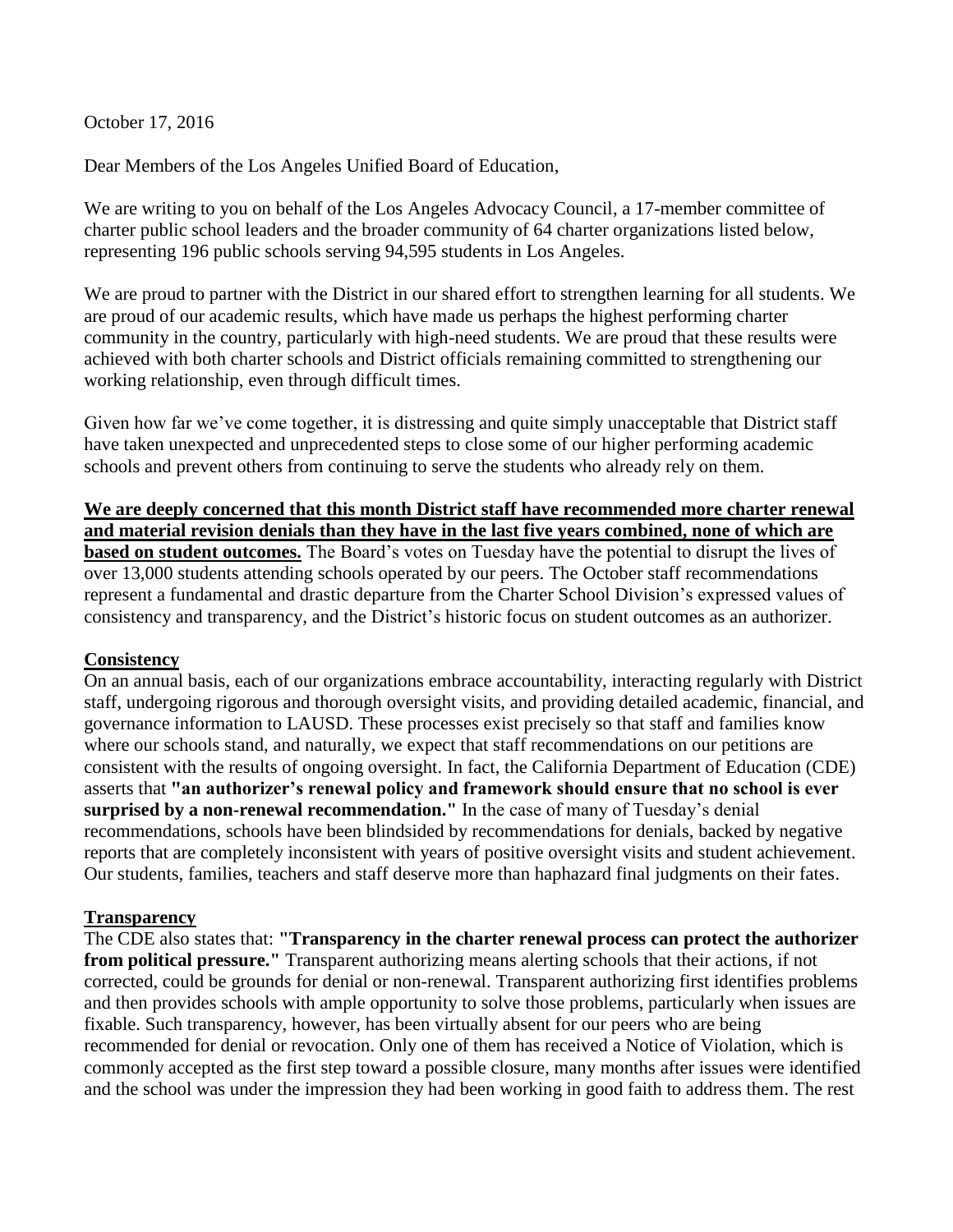October 17, 2016

Dear Members of the Los Angeles Unified Board of Education,

We are writing to you on behalf of the Los Angeles Advocacy Council, a 17-member committee of charter public school leaders and the broader community of 64 charter organizations listed below, representing 196 public schools serving 94,595 students in Los Angeles.

We are proud to partner with the District in our shared effort to strengthen learning for all students. We are proud of our academic results, which have made us perhaps the highest performing charter community in the country, particularly with high-need students. We are proud that these results were achieved with both charter schools and District officials remaining committed to strengthening our working relationship, even through difficult times.

Given how far we've come together, it is distressing and quite simply unacceptable that District staff have taken unexpected and unprecedented steps to close some of our higher performing academic schools and prevent others from continuing to serve the students who already rely on them.

**We are deeply concerned that this month District staff have recommended more charter renewal and material revision denials than they have in the last five years combined, none of which are based on student outcomes.** The Board's votes on Tuesday have the potential to disrupt the lives of over 13,000 students attending schools operated by our peers. The October staff recommendations represent a fundamental and drastic departure from the Charter School Division's expressed values of consistency and transparency, and the District's historic focus on student outcomes as an authorizer.

**Consistency**

On an annual basis, each of our organizations embrace accountability, interacting regularly with District staff, undergoing rigorous and thorough oversight visits, and providing detailed academic, financial, and governance information to LAUSD. These processes exist precisely so that staff and families know where our schools stand, and naturally, we expect that staff recommendations on our petitions are consistent with the results of ongoing oversight. In fact, the California Department of Education (CDE) asserts that **"an authorizer's renewal policy and framework should ensure that no school is ever surprised by a non-renewal recommendation."** In the case of many of Tuesday's denial recommendations, schools have been blindsided by recommendations for denials, backed by negative reports that are completely inconsistent with years of positive oversight visits and student achievement. Our students, families, teachers and staff deserve more than haphazard final judgments on their fates.

**Transparency**

The CDE also states that: **"Transparency in the charter renewal process can protect the authorizer from political pressure."** Transparent authorizing means alerting schools that their actions, if not corrected, could be grounds for denial or non-renewal. Transparent authorizing first identifies problems and then provides schools with ample opportunity to solve those problems, particularly when issues are fixable. Such transparency, however, has been virtually absent for our peers who are being recommended for denial or revocation. Only one of them has received a Notice of Violation, which is commonly accepted as the first step toward a possible closure, many months after issues were identified and the school was under the impression they had been working in good faith to address them. The rest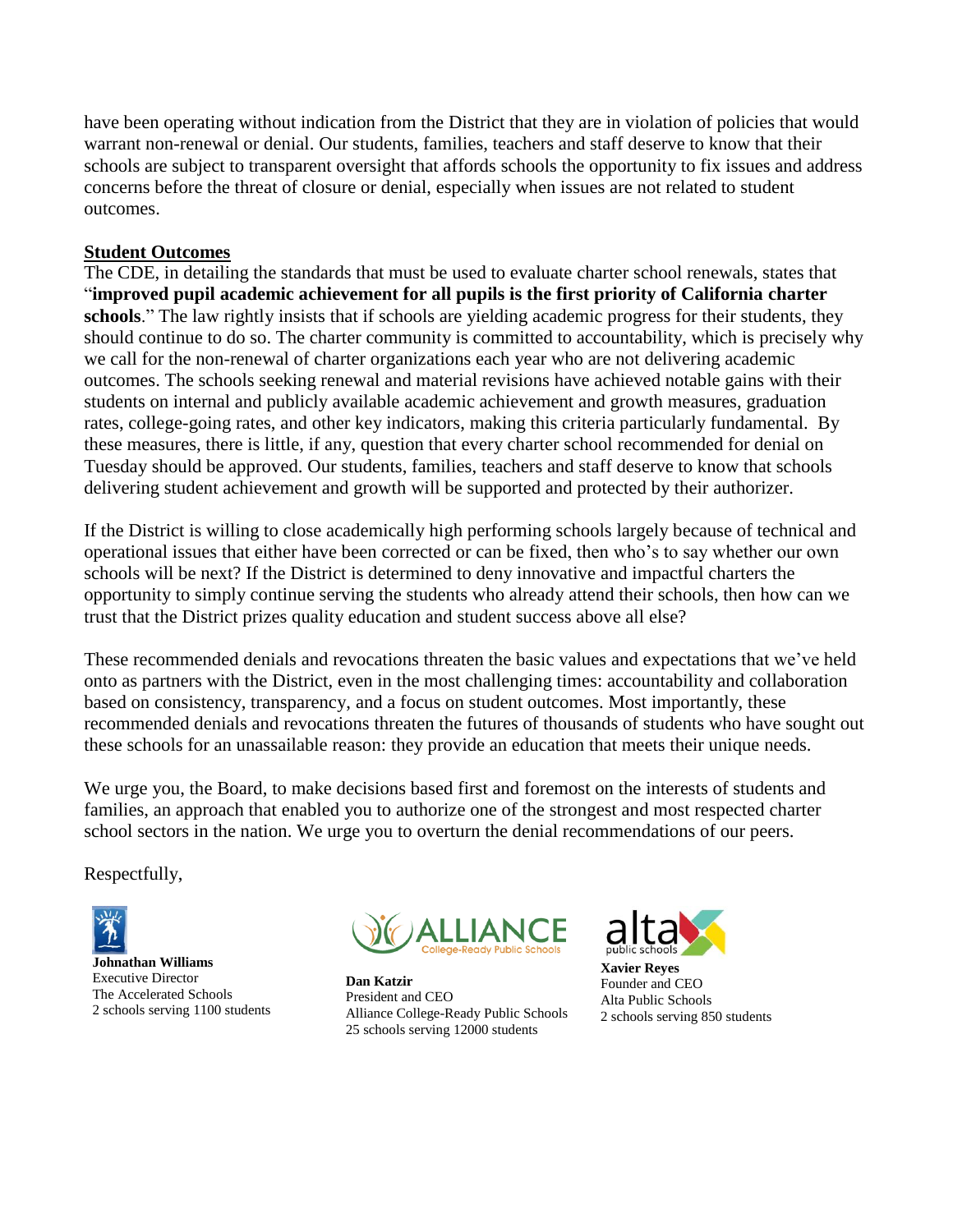have been operating without indication from the District that they are in violation of policies that would warrant non-renewal or denial. Our students, families, teachers and staff deserve to know that their schools are subject to transparent oversight that affords schools the opportunity to fix issues and address concerns before the threat of closure or denial, especially when issues are not related to student outcomes.

**Student Outcomes**

The CDE, in detailing the standards that must be used to evaluate charter school renewals, states that "**improved pupil academic achievement for all pupils is the first priority of California charter schools**." The law rightly insists that if schools are yielding academic progress for their students, they should continue to do so. The charter community is committed to accountability, which is precisely why we call for the non-renewal of charter organizations each year who are not delivering academic outcomes. The schools seeking renewal and material revisions have achieved notable gains with their students on internal and publicly available academic achievement and growth measures, graduation rates, college-going rates, and other key indicators, making this criteria particularly fundamental. By these measures, there is little, if any, question that every charter school recommended for denial on Tuesday should be approved. Our students, families, teachers and staff deserve to know that schools delivering student achievement and growth will be supported and protected by their authorizer.

If the District is willing to close academically high performing schools largely because of technical and operational issues that either have been corrected or can be fixed, then who's to say whether our own schools will be next? If the District is determined to deny innovative and impactful charters the opportunity to simply continue serving the students who already attend their schools, then how can we trust that the District prizes quality education and student success above all else?

These recommended denials and revocations threaten the basic values and expectations that we've held onto as partners with the District, even in the most challenging times: accountability and collaboration based on consistency, transparency, and a focus on student outcomes. Most importantly, these recommended denials and revocations threaten the futures of thousands of students who have sought out these schools for an unassailable reason: they provide an education that meets their unique needs.

We urge you, the Board, to make decisions based first and foremost on the interests of students and families, an approach that enabled you to authorize one of the strongest and most respected charter school sectors in the nation. We urge you to overturn the denial recommendations of our peers.

Respectfully,

**Johnathan Williams**
Executive Director
The Accelerated Schools
2 schools serving 1100 students

**Dan Katzir**
President and CEO
Alliance College-Ready Public Schools
25 schools serving 12000 students

**Xavier Reyes**
Founder and CEO
Alta Public Schools
2 schools serving 850 students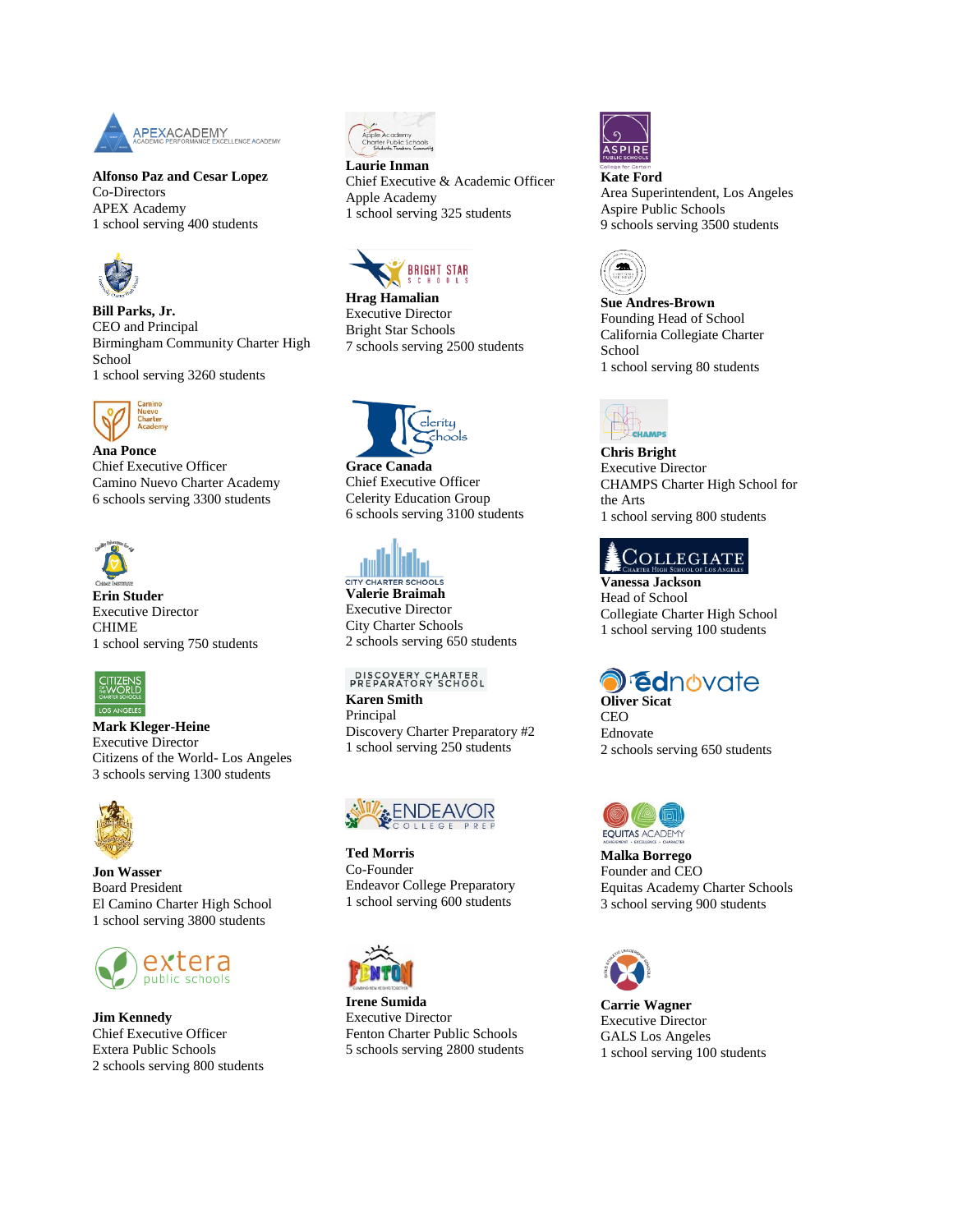**Alfonso Paz and Cesar Lopez**
Co-Directors
APEX Academy
1 school serving 400 students

**Laurie Inman**
Chief Executive & Academic Officer
Apple Academy
1 school serving 325 students

**Kate Ford**
Area Superintendent, Los Angeles
Aspire Public Schools
9 schools serving 3500 students

**Bill Parks, Jr.**
CEO and Principal
Birmingham Community Charter High School
1 school serving 3260 students

**Hrag Hamalian**
Executive Director
Bright Star Schools
7 schools serving 2500 students

**Sue Andres-Brown**
Founding Head of School
California Collegiate Charter School
1 school serving 80 students

**Ana Ponce**
Chief Executive Officer
Camino Nuevo Charter Academy
6 schools serving 3300 students

**Grace Canada**
Chief Executive Officer
Celerity Education Group
6 schools serving 3100 students

**Chris Bright**
Executive Director
CHAMPS Charter High School for the Arts
1 school serving 800 students

**Erin Studer**
Executive Director
CHIME
1 school serving 750 students

**Valerie Braimah**
Executive Director
City Charter Schools
2 schools serving 650 students

**Vanessa Jackson**
Head of School
Collegiate Charter High School
1 school serving 100 students

**Mark Kleger-Heine**
Executive Director
Citizens of the World- Los Angeles
3 schools serving 1300 students

**Karen Smith**
Principal
Discovery Charter Preparatory #2
1 school serving 250 students

**Oliver Sicat**
CEO
Ednovate
2 schools serving 650 students

**Jon Wasser**
Board President
El Camino Charter High School
1 school serving 3800 students

**Ted Morris**
Co-Founder
Endeavor College Preparatory
1 school serving 600 students

**Malka Borrego**
Founder and CEO
Equitas Academy Charter Schools
3 school serving 900 students

**Jim Kennedy**
Chief Executive Officer
Extera Public Schools
2 schools serving 800 students

**Irene Sumida**
Executive Director
Fenton Charter Public Schools
5 schools serving 2800 students

**Carrie Wagner**
Executive Director
GALS Los Angeles
1 school serving 100 students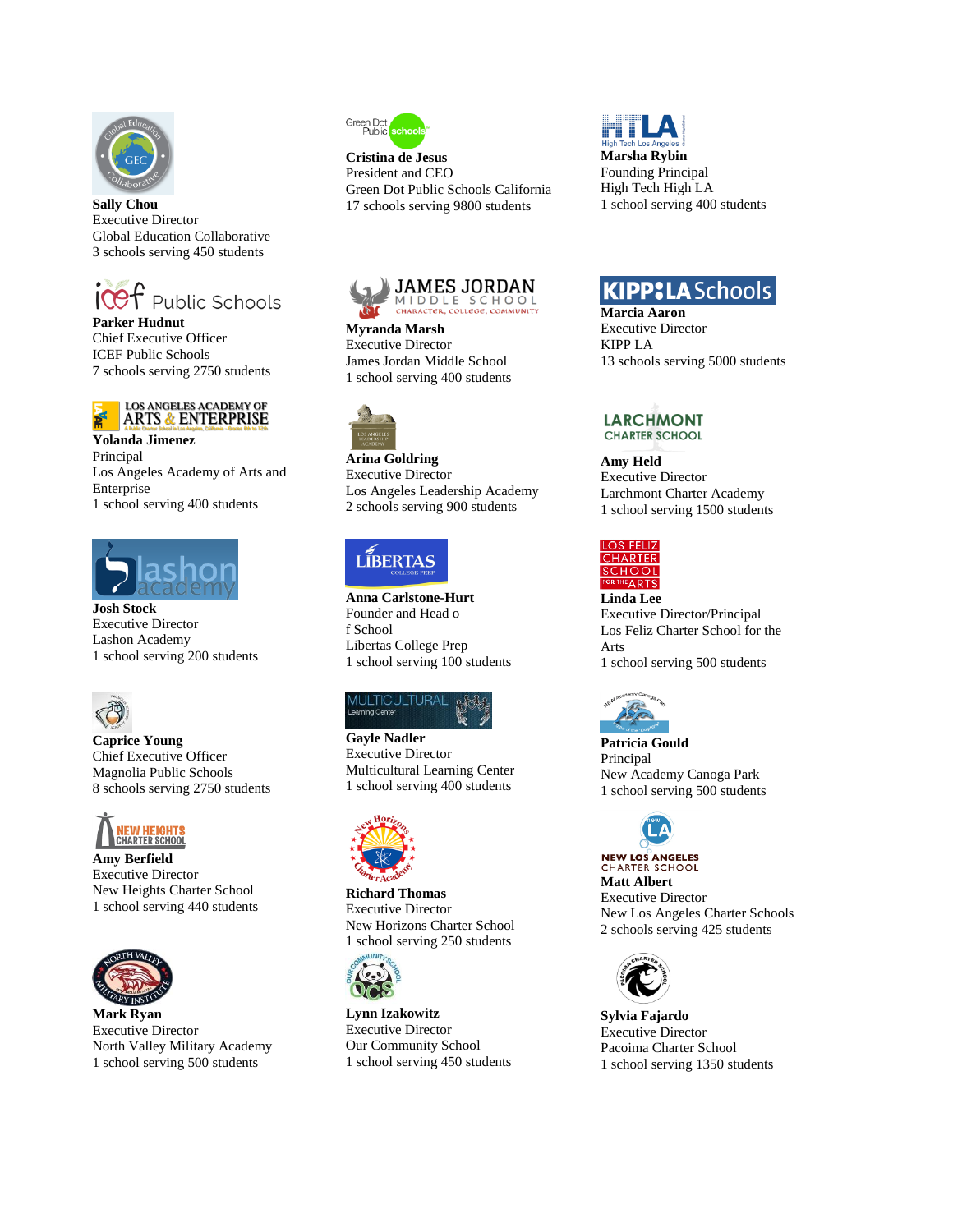**Sally Chou**
Executive Director
Global Education Collaborative
3 schools serving 450 students

**Cristina de Jesus**
President and CEO
Green Dot Public Schools California
17 schools serving 9800 students

**Marsha Rybin**
Founding Principal
High Tech High LA
1 school serving 400 students

**Parker Hudnut**
Chief Executive Officer
ICEF Public Schools
7 schools serving 2750 students

**Myranda Marsh**
Executive Director
James Jordan Middle School
1 school serving 400 students

**Marcia Aaron**
Executive Director
KIPP LA
13 schools serving 5000 students

**Yolanda Jimenez**
Principal
Los Angeles Academy of Arts and Enterprise
1 school serving 400 students

**Arina Goldring**
Executive Director
Los Angeles Leadership Academy
2 schools serving 900 students

**Amy Held**
Executive Director
Larchmont Charter Academy
1 school serving 1500 students

**Josh Stock**
Executive Director
Lashon Academy
1 school serving 200 students

**Anna Carlstone-Hurt**
Founder and Head o
f School
Libertas College Prep
1 school serving 100 students

**Linda Lee**
Executive Director/Principal
Los Feliz Charter School for the Arts
1 school serving 500 students

**Caprice Young**
Chief Executive Officer
Magnolia Public Schools
8 schools serving 2750 students

**Gayle Nadler**
Executive Director
Multicultural Learning Center
1 school serving 400 students

**Patricia Gould**
Principal
New Academy Canoga Park
1 school serving 500 students

**Amy Berfield**
Executive Director
New Heights Charter School
1 school serving 440 students

**Richard Thomas**
Executive Director
New Horizons Charter School
1 school serving 250 students

**Matt Albert**
Executive Director
New Los Angeles Charter Schools
2 schools serving 425 students

**Mark Ryan**
Executive Director
North Valley Military Academy
1 school serving 500 students

**Lynn Izakowitz**
Executive Director
Our Community School
1 school serving 450 students

**Sylvia Fajardo**
Executive Director
Pacoima Charter School
1 school serving 1350 students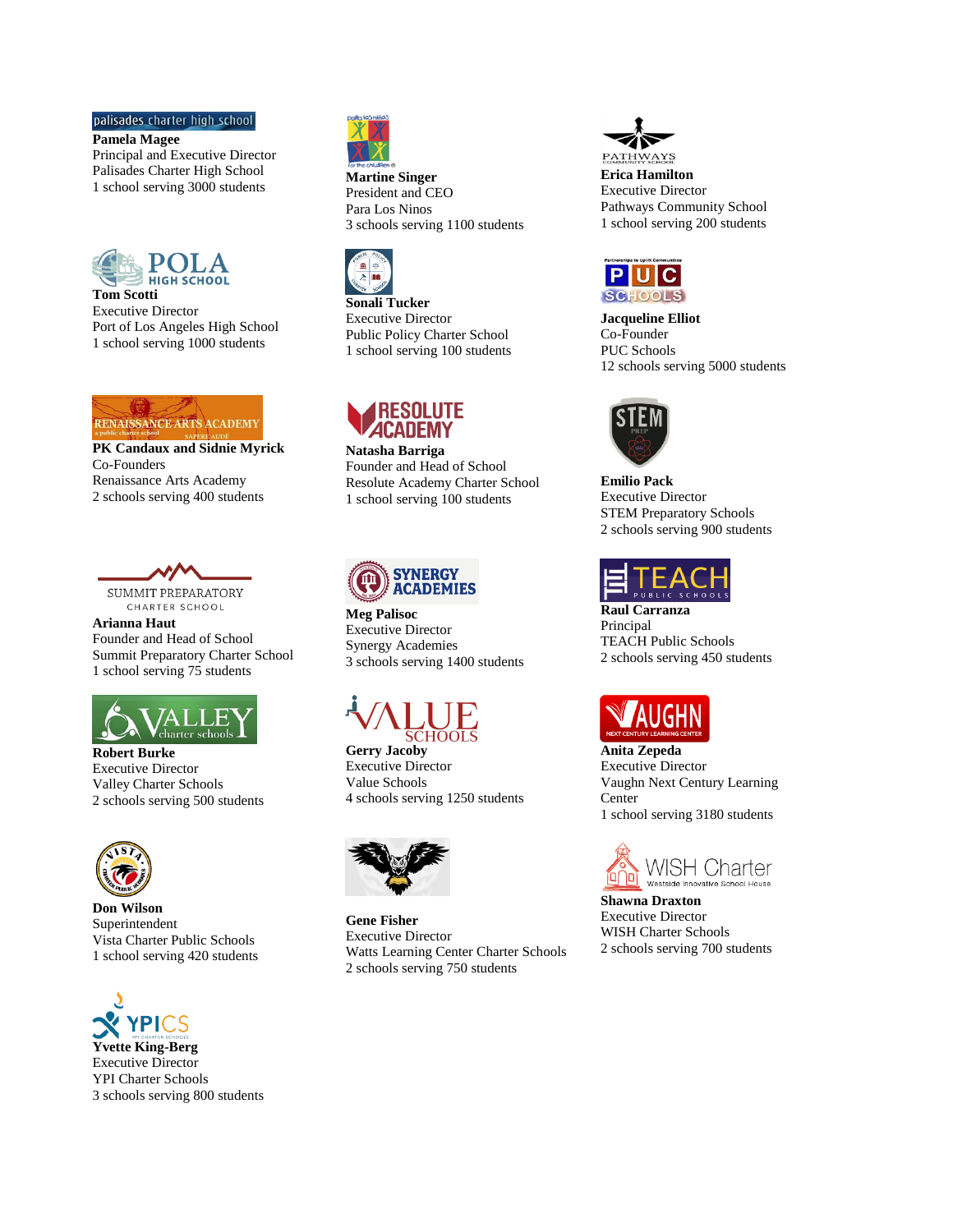palisades charter high school

**Pamela Magee**
Principal and Executive Director
Palisades Charter High School
1 school serving 3000 students

**Martine Singer**
President and CEO
Para Los Ninos
3 schools serving 1100 students

**Erica Hamilton**
Executive Director
Pathways Community School
1 school serving 200 students

**Tom Scotti**
Executive Director
Port of Los Angeles High School
1 school serving 1000 students

**Sonali Tucker**
Executive Director
Public Policy Charter School
1 school serving 100 students

**Jacqueline Elliot**
Co-Founder
PUC Schools
12 schools serving 5000 students

**PK Candaux and Sidnie Myrick**
Co-Founders
Renaissance Arts Academy
2 schools serving 400 students

**Natasha Barriga**
Founder and Head of School
Resolute Academy Charter School
1 school serving 100 students

**Emilio Pack**
Executive Director
STEM Preparatory Schools
2 schools serving 900 students

**Arianna Haut**
Founder and Head of School
Summit Preparatory Charter School
1 school serving 75 students

**Meg Palisoc**
Executive Director
Synergy Academies
3 schools serving 1400 students

**Raul Carranza**
Principal
TEACH Public Schools
2 schools serving 450 students

**Robert Burke**
Executive Director
Valley Charter Schools
2 schools serving 500 students

**Gerry Jacoby**
Executive Director
Value Schools
4 schools serving 1250 students

**Anita Zepeda**
Executive Director
Vaughn Next Century Learning Center
1 school serving 3180 students

**Don Wilson**
Superintendent
Vista Charter Public Schools
1 school serving 420 students

**Gene Fisher**
Executive Director
Watts Learning Center Charter Schools
2 schools serving 750 students

**Shawna Draxton**
Executive Director
WISH Charter Schools
2 schools serving 700 students

**Yvette King-Berg**
Executive Director
YPI Charter Schools
3 schools serving 800 students